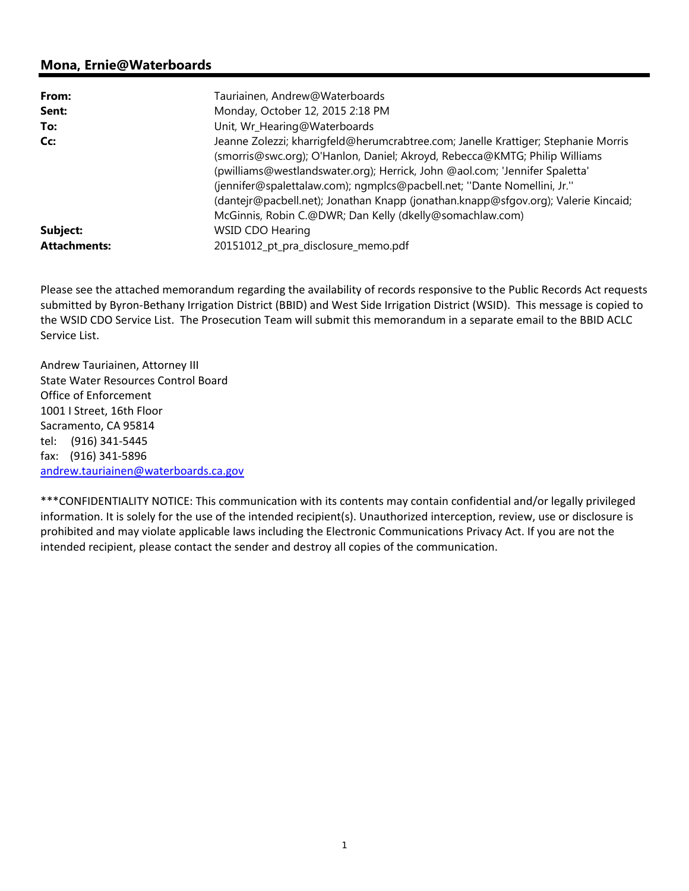## Mona, Ernie@Waterboards

| | |
|---|---|
| **From:** | Tauriainen, Andrew@Waterboards |
| **Sent:** | Monday, October 12, 2015 2:18 PM |
| **To:** | Unit, Wr_Hearing@Waterboards |
| **Cc:** | Jeanne Zolezzi; kharrigfeld@herumcrabtree.com; Janelle Krattiger; Stephanie Morris (smorris@swc.org); O'Hanlon, Daniel; Akroyd, Rebecca@KMTG; Philip Williams (pwilliams@westlandswater.org); Herrick, John @aol.com; 'Jennifer Spaletta' (jennifer@spalettalaw.com); ngmplcs@pacbell.net; ''Dante Nomellini, Jr.'' (dantejr@pacbell.net); Jonathan Knapp (jonathan.knapp@sfgov.org); Valerie Kincaid; McGinnis, Robin C.@DWR; Dan Kelly (dkelly@somachlaw.com) |
| **Subject:** | WSID CDO Hearing |
| **Attachments:** | 20151012_pt_pra_disclosure_memo.pdf |

Please see the attached memorandum regarding the availability of records responsive to the Public Records Act requests submitted by Byron-Bethany Irrigation District (BBID) and West Side Irrigation District (WSID). This message is copied to the WSID CDO Service List. The Prosecution Team will submit this memorandum in a separate email to the BBID ACLC Service List.

Andrew Tauriainen, Attorney III
State Water Resources Control Board
Office of Enforcement
1001 I Street, 16th Floor
Sacramento, CA 95814
tel: (916) 341-5445
fax: (916) 341-5896
andrew.tauriainen@waterboards.ca.gov

***CONFIDENTIALITY NOTICE: This communication with its contents may contain confidential and/or legally privileged information. It is solely for the use of the intended recipient(s). Unauthorized interception, review, use or disclosure is prohibited and may violate applicable laws including the Electronic Communications Privacy Act. If you are not the intended recipient, please contact the sender and destroy all copies of the communication.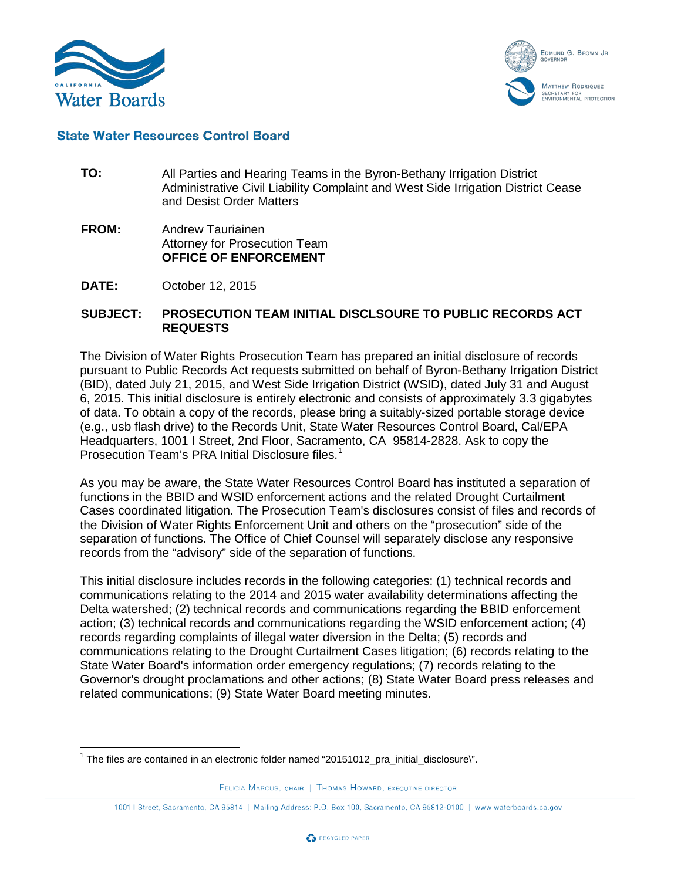California Water Boards

Edmund G. Brown Jr.
Governor

Matthew Rodriquez
Secretary for Environmental Protection

## State Water Resources Control Board

**TO:** All Parties and Hearing Teams in the Byron-Bethany Irrigation District Administrative Civil Liability Complaint and West Side Irrigation District Cease and Desist Order Matters

**FROM:** Andrew Tauriainen
Attorney for Prosecution Team
**OFFICE OF ENFORCEMENT**

**DATE:** October 12, 2015

**SUBJECT:** **PROSECUTION TEAM INITIAL DISCLSOURE TO PUBLIC RECORDS ACT REQUESTS**

The Division of Water Rights Prosecution Team has prepared an initial disclosure of records pursuant to Public Records Act requests submitted on behalf of Byron-Bethany Irrigation District (BID), dated July 21, 2015, and West Side Irrigation District (WSID), dated July 31 and August 6, 2015. This initial disclosure is entirely electronic and consists of approximately 3.3 gigabytes of data. To obtain a copy of the records, please bring a suitably-sized portable storage device (e.g., usb flash drive) to the Records Unit, State Water Resources Control Board, Cal/EPA Headquarters, 1001 I Street, 2nd Floor, Sacramento, CA 95814-2828. Ask to copy the Prosecution Team's PRA Initial Disclosure files.[1]

As you may be aware, the State Water Resources Control Board has instituted a separation of functions in the BBID and WSID enforcement actions and the related Drought Curtailment Cases coordinated litigation. The Prosecution Team's disclosures consist of files and records of the Division of Water Rights Enforcement Unit and others on the "prosecution" side of the separation of functions. The Office of Chief Counsel will separately disclose any responsive records from the "advisory" side of the separation of functions.

This initial disclosure includes records in the following categories: (1) technical records and communications relating to the 2014 and 2015 water availability determinations affecting the Delta watershed; (2) technical records and communications regarding the BBID enforcement action; (3) technical records and communications regarding the WSID enforcement action; (4) records regarding complaints of illegal water diversion in the Delta; (5) records and communications relating to the Drought Curtailment Cases litigation; (6) records relating to the State Water Board's information order emergency regulations; (7) records relating to the Governor's drought proclamations and other actions; (8) State Water Board press releases and related communications; (9) State Water Board meeting minutes.

[1] The files are contained in an electronic folder named "20151012_pra_initial_disclosure\".

Felicia Marcus, chair | Thomas Howard, executive director

1001 I Street, Sacramento, CA 95814 | Mailing Address: P.O. Box 100, Sacramento, CA 95812-0100 | www.waterboards.ca.gov

Recycled Paper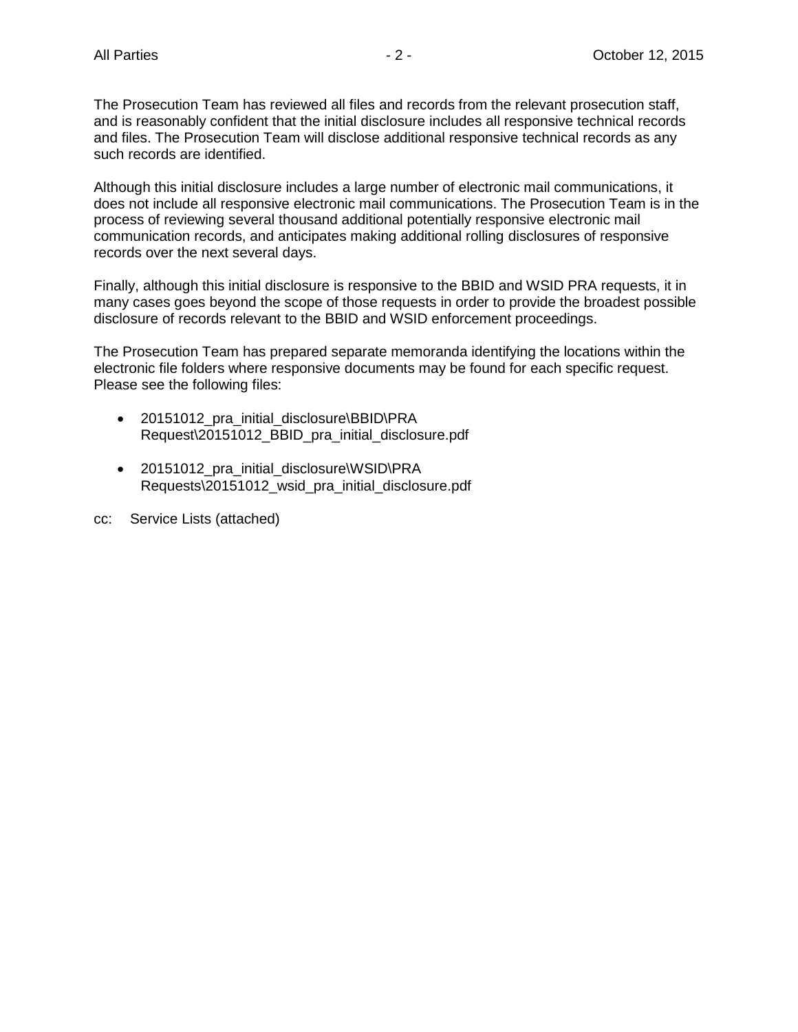The Prosecution Team has reviewed all files and records from the relevant prosecution staff, and is reasonably confident that the initial disclosure includes all responsive technical records and files. The Prosecution Team will disclose additional responsive technical records as any such records are identified.

Although this initial disclosure includes a large number of electronic mail communications, it does not include all responsive electronic mail communications. The Prosecution Team is in the process of reviewing several thousand additional potentially responsive electronic mail communication records, and anticipates making additional rolling disclosures of responsive records over the next several days.

Finally, although this initial disclosure is responsive to the BBID and WSID PRA requests, it in many cases goes beyond the scope of those requests in order to provide the broadest possible disclosure of records relevant to the BBID and WSID enforcement proceedings.

The Prosecution Team has prepared separate memoranda identifying the locations within the electronic file folders where responsive documents may be found for each specific request. Please see the following files:

- 20151012_pra_initial_disclosure\BBID\PRA Request\20151012_BBID_pra_initial_disclosure.pdf
- 20151012_pra_initial_disclosure\WSID\PRA Requests\20151012_wsid_pra_initial_disclosure.pdf

cc: Service Lists (attached)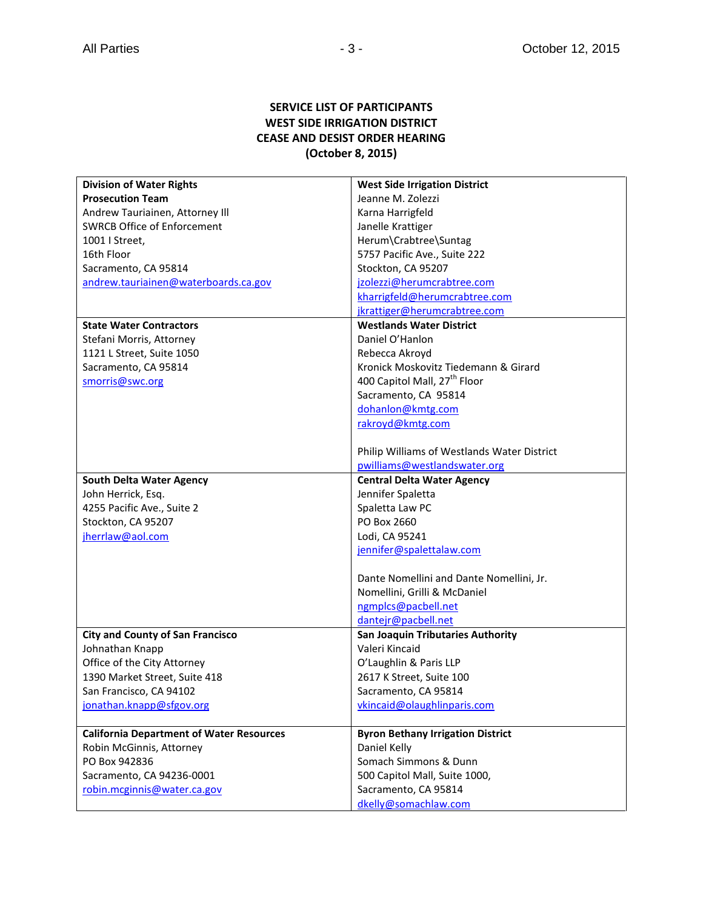**SERVICE LIST OF PARTICIPANTS**
**WEST SIDE IRRIGATION DISTRICT**
**CEASE AND DESIST ORDER HEARING**
**(October 8, 2015)**

| | |
|---|---|
| **Division of Water Rights Prosecution Team**<br>Andrew Tauriainen, Attorney III<br>SWRCB Office of Enforcement<br>1001 I Street,<br>16th Floor<br>Sacramento, CA 95814<br>andrew.tauriainen@waterboards.ca.gov | **West Side Irrigation District**<br>Jeanne M. Zolezzi<br>Karna Harrigfeld<br>Janelle Krattiger<br>Herum\Crabtree\Suntag<br>5757 Pacific Ave., Suite 222<br>Stockton, CA 95207<br>jzolezzi@herumcrabtree.com<br>kharrigfeld@herumcrabtree.com<br>jkrattiger@herumcrabtree.com |
| **State Water Contractors**<br>Stefani Morris, Attorney<br>1121 L Street, Suite 1050<br>Sacramento, CA 95814<br>smorris@swc.org | **Westlands Water District**<br>Daniel O'Hanlon<br>Rebecca Akroyd<br>Kronick Moskovitz Tiedemann & Girard<br>400 Capitol Mall, 27th Floor<br>Sacramento, CA 95814<br>dohanlon@kmtg.com<br>rakroyd@kmtg.com<br><br>Philip Williams of Westlands Water District<br>pwilliams@westlandswater.org |
| **South Delta Water Agency**<br>John Herrick, Esq.<br>4255 Pacific Ave., Suite 2<br>Stockton, CA 95207<br>jherrlaw@aol.com | **Central Delta Water Agency**<br>Jennifer Spaletta<br>Spaletta Law PC<br>PO Box 2660<br>Lodi, CA 95241<br>jennifer@spalettalaw.com<br><br>Dante Nomellini and Dante Nomellini, Jr.<br>Nomellini, Grilli & McDaniel<br>ngmplcs@pacbell.net<br>dantejr@pacbell.net |
| **City and County of San Francisco**<br>Johnathan Knapp<br>Office of the City Attorney<br>1390 Market Street, Suite 418<br>San Francisco, CA 94102<br>jonathan.knapp@sfgov.org | **San Joaquin Tributaries Authority**<br>Valeri Kincaid<br>O'Laughlin & Paris LLP<br>2617 K Street, Suite 100<br>Sacramento, CA 95814<br>vkincaid@olaughlinparis.com |
| **California Department of Water Resources**<br>Robin McGinnis, Attorney<br>PO Box 942836<br>Sacramento, CA 94236-0001<br>robin.mcginnis@water.ca.gov | **Byron Bethany Irrigation District**<br>Daniel Kelly<br>Somach Simmons & Dunn<br>500 Capitol Mall, Suite 1000,<br>Sacramento, CA 95814<br>dkelly@somachlaw.com |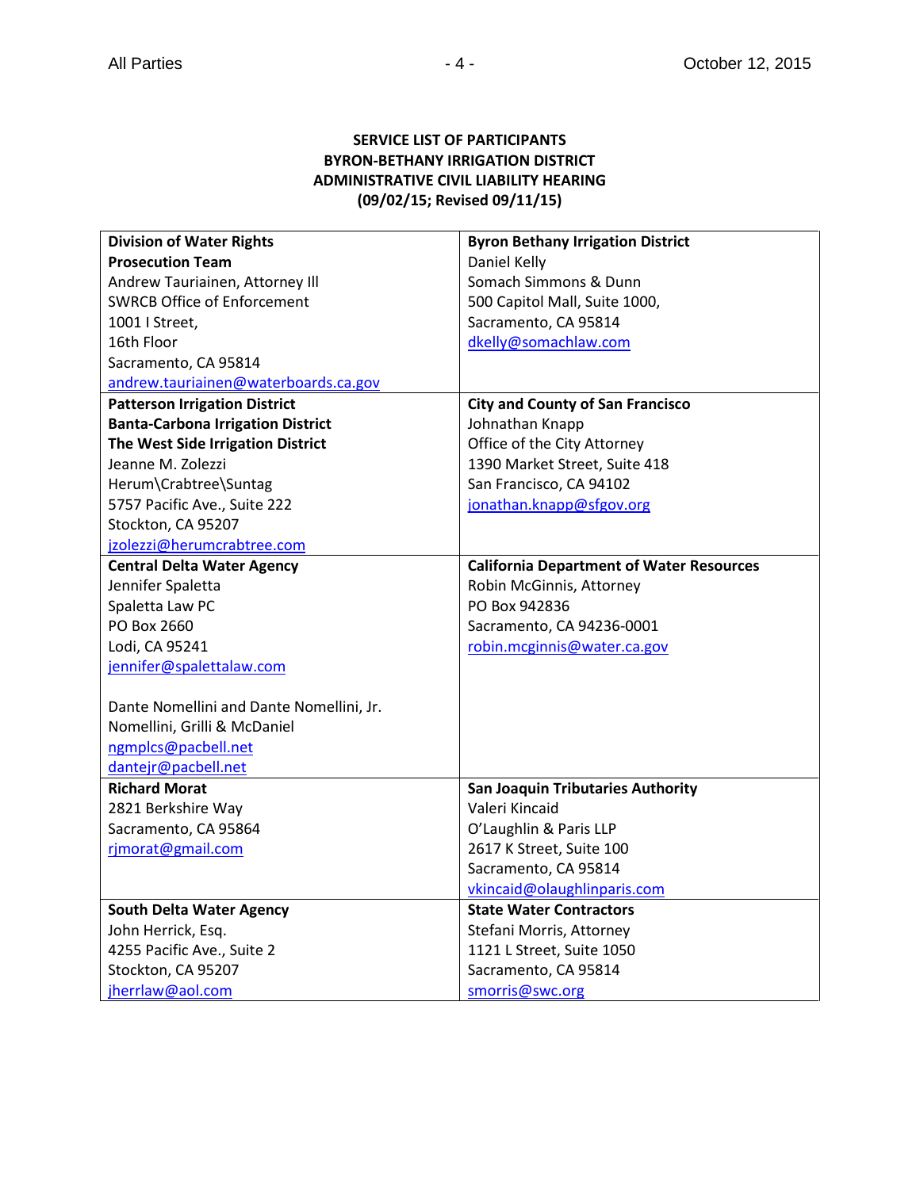**SERVICE LIST OF PARTICIPANTS**
**BYRON-BETHANY IRRIGATION DISTRICT**
**ADMINISTRATIVE CIVIL LIABILITY HEARING**
**(09/02/15; Revised 09/11/15)**

| | |
|---|---|
| **Division of Water Rights**<br>**Prosecution Team**<br>Andrew Tauriainen, Attorney III<br>SWRCB Office of Enforcement<br>1001 I Street,<br>16th Floor<br>Sacramento, CA 95814<br>andrew.tauriainen@waterboards.ca.gov | **Byron Bethany Irrigation District**<br>Daniel Kelly<br>Somach Simmons & Dunn<br>500 Capitol Mall, Suite 1000,<br>Sacramento, CA 95814<br>dkelly@somachlaw.com |
| **Patterson Irrigation District**<br>**Banta-Carbona Irrigation District**<br>**The West Side Irrigation District**<br>Jeanne M. Zolezzi<br>Herum\Crabtree\Suntag<br>5757 Pacific Ave., Suite 222<br>Stockton, CA 95207<br>jzolezzi@herumcrabtree.com | **City and County of San Francisco**<br>Johnathan Knapp<br>Office of the City Attorney<br>1390 Market Street, Suite 418<br>San Francisco, CA 94102<br>jonathan.knapp@sfgov.org |
| **Central Delta Water Agency**<br>Jennifer Spaletta<br>Spaletta Law PC<br>PO Box 2660<br>Lodi, CA 95241<br>jennifer@spalettalaw.com<br><br>Dante Nomellini and Dante Nomellini, Jr.<br>Nomellini, Grilli & McDaniel<br>ngmplcs@pacbell.net<br>dantejr@pacbell.net | **California Department of Water Resources**<br>Robin McGinnis, Attorney<br>PO Box 942836<br>Sacramento, CA 94236-0001<br>robin.mcginnis@water.ca.gov |
| **Richard Morat**<br>2821 Berkshire Way<br>Sacramento, CA 95864<br>rjmorat@gmail.com | **San Joaquin Tributaries Authority**<br>Valeri Kincaid<br>O'Laughlin & Paris LLP<br>2617 K Street, Suite 100<br>Sacramento, CA 95814<br>vkincaid@olaughlinparis.com |
| **South Delta Water Agency**<br>John Herrick, Esq.<br>4255 Pacific Ave., Suite 2<br>Stockton, CA 95207<br>jherrlaw@aol.com | **State Water Contractors**<br>Stefani Morris, Attorney<br>1121 L Street, Suite 1050<br>Sacramento, CA 95814<br>smorris@swc.org |